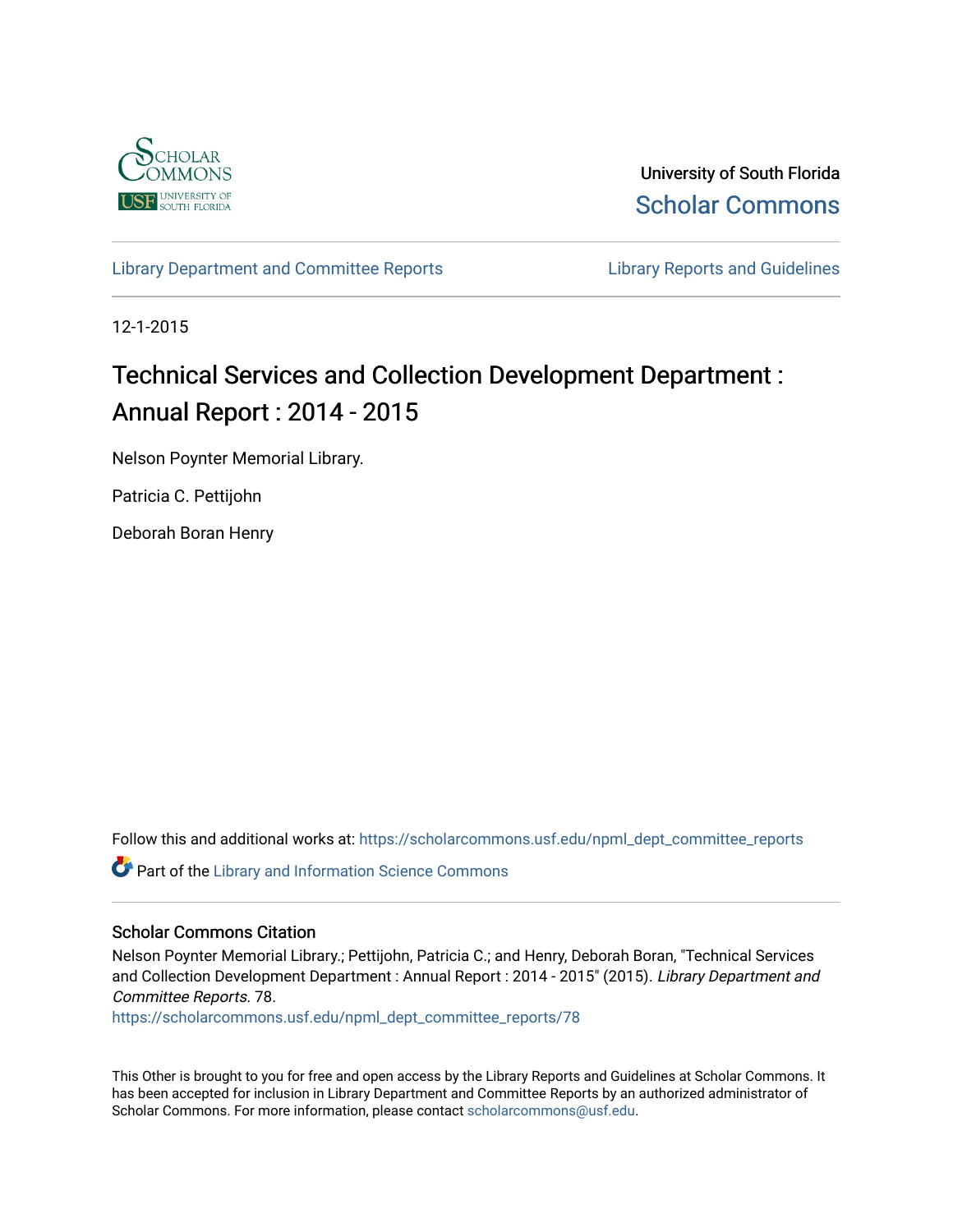University of South Florida

Scholar Commons

Library Department and Committee Reports

Library Reports and Guidelines

12-1-2015

# Technical Services and Collection Development Department : Annual Report : 2014 - 2015

Nelson Poynter Memorial Library.

Patricia C. Pettijohn

Deborah Boran Henry

Follow this and additional works at: https://scholarcommons.usf.edu/npml_dept_committee_reports

Part of the Library and Information Science Commons

## Scholar Commons Citation

Nelson Poynter Memorial Library.; Pettijohn, Patricia C.; and Henry, Deborah Boran, "Technical Services and Collection Development Department : Annual Report : 2014 - 2015" (2015). *Library Department and Committee Reports*. 78.

https://scholarcommons.usf.edu/npml_dept_committee_reports/78

This Other is brought to you for free and open access by the Library Reports and Guidelines at Scholar Commons. It has been accepted for inclusion in Library Department and Committee Reports by an authorized administrator of Scholar Commons. For more information, please contact scholarcommons@usf.edu.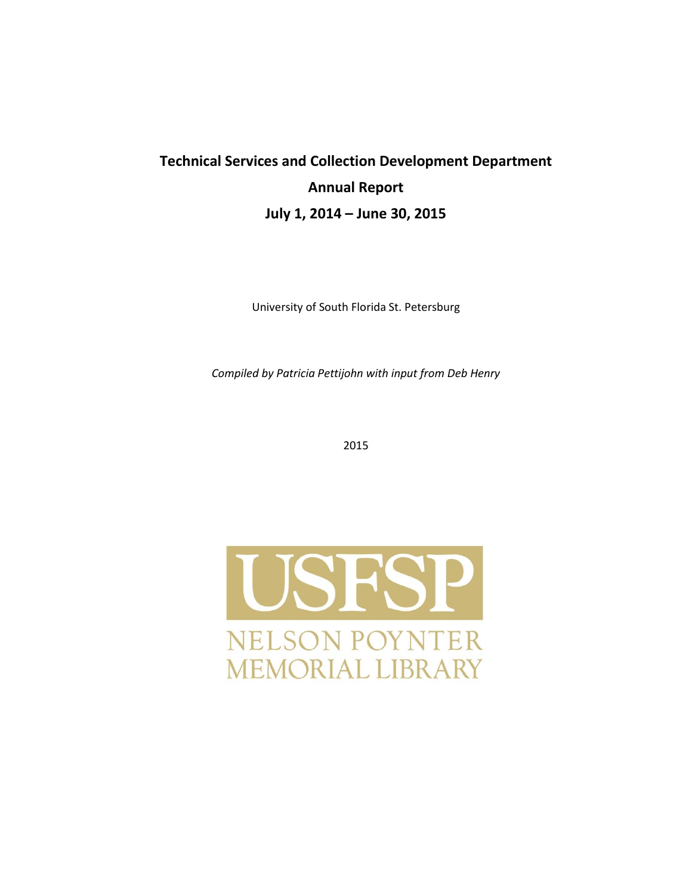# Technical Services and Collection Development Department

# Annual Report

# July 1, 2014 – June 30, 2015

University of South Florida St. Petersburg

*Compiled by Patricia Pettijohn with input from Deb Henry*

2015

USFSP

NELSON POYNTER MEMORIAL LIBRARY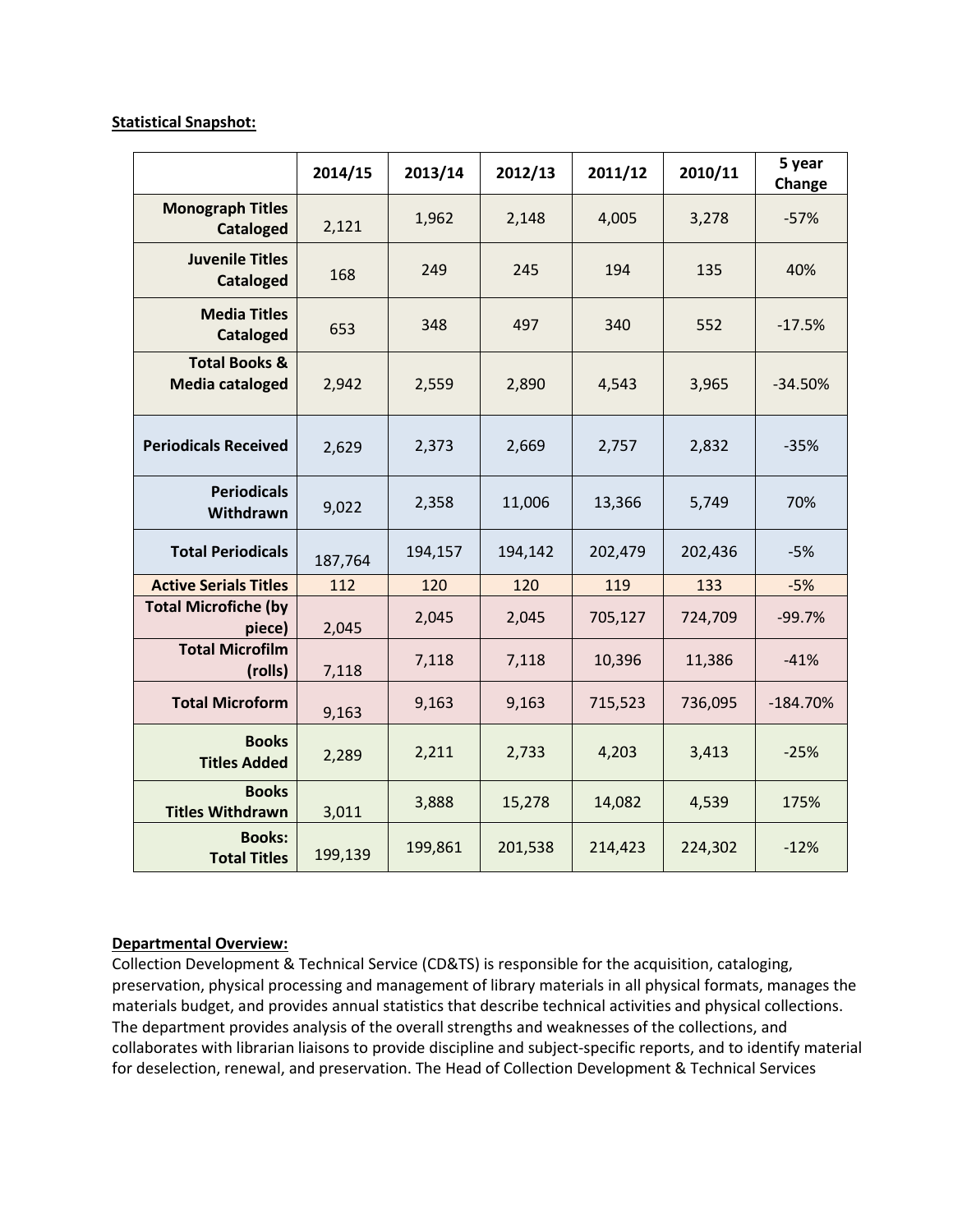**Statistical Snapshot:**

| | 2014/15 | 2013/14 | 2012/13 | 2011/12 | 2010/11 | 5 year Change |
|---|---|---|---|---|---|---|
| **Monograph Titles Cataloged** | 2,121 | 1,962 | 2,148 | 4,005 | 3,278 | -57% |
| **Juvenile Titles Cataloged** | 168 | 249 | 245 | 194 | 135 | 40% |
| **Media Titles Cataloged** | 653 | 348 | 497 | 340 | 552 | -17.5% |
| **Total Books & Media cataloged** | 2,942 | 2,559 | 2,890 | 4,543 | 3,965 | -34.50% |
| **Periodicals Received** | 2,629 | 2,373 | 2,669 | 2,757 | 2,832 | -35% |
| **Periodicals Withdrawn** | 9,022 | 2,358 | 11,006 | 13,366 | 5,749 | 70% |
| **Total Periodicals** | 187,764 | 194,157 | 194,142 | 202,479 | 202,436 | -5% |
| **Active Serials Titles** | 112 | 120 | 120 | 119 | 133 | -5% |
| **Total Microfiche (by piece)** | 2,045 | 2,045 | 2,045 | 705,127 | 724,709 | -99.7% |
| **Total Microfilm (rolls)** | 7,118 | 7,118 | 7,118 | 10,396 | 11,386 | -41% |
| **Total Microform** | 9,163 | 9,163 | 9,163 | 715,523 | 736,095 | -184.70% |
| **Books Titles Added** | 2,289 | 2,211 | 2,733 | 4,203 | 3,413 | -25% |
| **Books Titles Withdrawn** | 3,011 | 3,888 | 15,278 | 14,082 | 4,539 | 175% |
| **Books: Total Titles** | 199,139 | 199,861 | 201,538 | 214,423 | 224,302 | -12% |

**Departmental Overview:**

Collection Development & Technical Service (CD&TS) is responsible for the acquisition, cataloging, preservation, physical processing and management of library materials in all physical formats, manages the materials budget, and provides annual statistics that describe technical activities and physical collections. The department provides analysis of the overall strengths and weaknesses of the collections, and collaborates with librarian liaisons to provide discipline and subject-specific reports, and to identify material for deselection, renewal, and preservation. The Head of Collection Development & Technical Services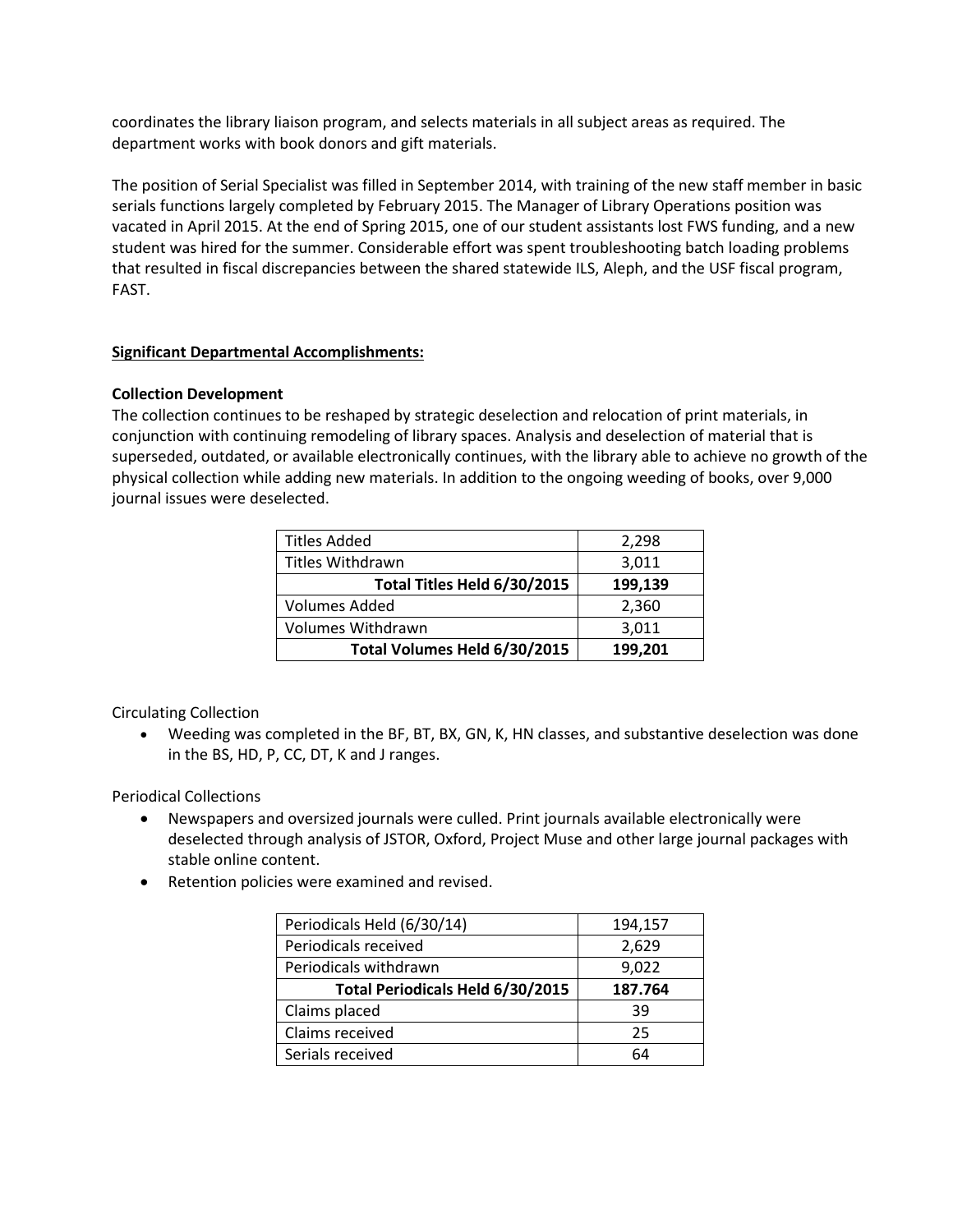coordinates the library liaison program, and selects materials in all subject areas as required. The department works with book donors and gift materials.

The position of Serial Specialist was filled in September 2014, with training of the new staff member in basic serials functions largely completed by February 2015. The Manager of Library Operations position was vacated in April 2015. At the end of Spring 2015, one of our student assistants lost FWS funding, and a new student was hired for the summer. Considerable effort was spent troubleshooting batch loading problems that resulted in fiscal discrepancies between the shared statewide ILS, Aleph, and the USF fiscal program, FAST.

## Significant Departmental Accomplishments:

### Collection Development

The collection continues to be reshaped by strategic deselection and relocation of print materials, in conjunction with continuing remodeling of library spaces. Analysis and deselection of material that is superseded, outdated, or available electronically continues, with the library able to achieve no growth of the physical collection while adding new materials. In addition to the ongoing weeding of books, over 9,000 journal issues were deselected.

| | |
|---|---|
| Titles Added | 2,298 |
| Titles Withdrawn | 3,011 |
| **Total Titles Held 6/30/2015** | **199,139** |
| Volumes Added | 2,360 |
| Volumes Withdrawn | 3,011 |
| **Total Volumes Held 6/30/2015** | **199,201** |

Circulating Collection

- Weeding was completed in the BF, BT, BX, GN, K, HN classes, and substantive deselection was done in the BS, HD, P, CC, DT, K and J ranges.

Periodical Collections

- Newspapers and oversized journals were culled. Print journals available electronically were deselected through analysis of JSTOR, Oxford, Project Muse and other large journal packages with stable online content.
- Retention policies were examined and revised.

| | |
|---|---|
| Periodicals Held (6/30/14) | 194,157 |
| Periodicals received | 2,629 |
| Periodicals withdrawn | 9,022 |
| **Total Periodicals Held 6/30/2015** | **187.764** |
| Claims placed | 39 |
| Claims received | 25 |
| Serials received | 64 |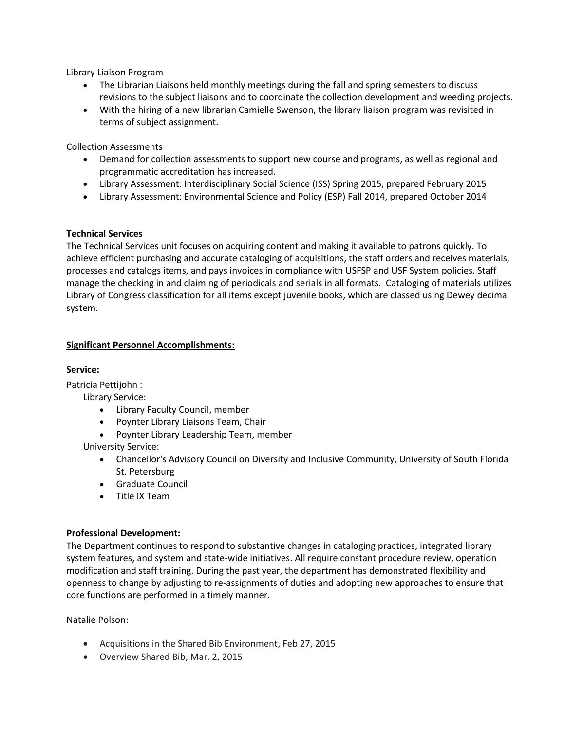Library Liaison Program

- The Librarian Liaisons held monthly meetings during the fall and spring semesters to discuss revisions to the subject liaisons and to coordinate the collection development and weeding projects.
- With the hiring of a new librarian Camielle Swenson, the library liaison program was revisited in terms of subject assignment.

Collection Assessments

- Demand for collection assessments to support new course and programs, as well as regional and programmatic accreditation has increased.
- Library Assessment: Interdisciplinary Social Science (ISS) Spring 2015, prepared February 2015
- Library Assessment: Environmental Science and Policy (ESP) Fall 2014, prepared October 2014

**Technical Services**

The Technical Services unit focuses on acquiring content and making it available to patrons quickly. To achieve efficient purchasing and accurate cataloging of acquisitions, the staff orders and receives materials, processes and catalogs items, and pays invoices in compliance with USFSP and USF System policies. Staff manage the checking in and claiming of periodicals and serials in all formats. Cataloging of materials utilizes Library of Congress classification for all items except juvenile books, which are classed using Dewey decimal system.

**Significant Personnel Accomplishments:**

**Service:**

Patricia Pettijohn :

Library Service:

- Library Faculty Council, member
- Poynter Library Liaisons Team, Chair
- Poynter Library Leadership Team, member

University Service:

- Chancellor's Advisory Council on Diversity and Inclusive Community, University of South Florida St. Petersburg
- Graduate Council
- Title IX Team

**Professional Development:**

The Department continues to respond to substantive changes in cataloging practices, integrated library system features, and system and state-wide initiatives. All require constant procedure review, operation modification and staff training. During the past year, the department has demonstrated flexibility and openness to change by adjusting to re-assignments of duties and adopting new approaches to ensure that core functions are performed in a timely manner.

Natalie Polson:

- Acquisitions in the Shared Bib Environment, Feb 27, 2015
- Overview Shared Bib, Mar. 2, 2015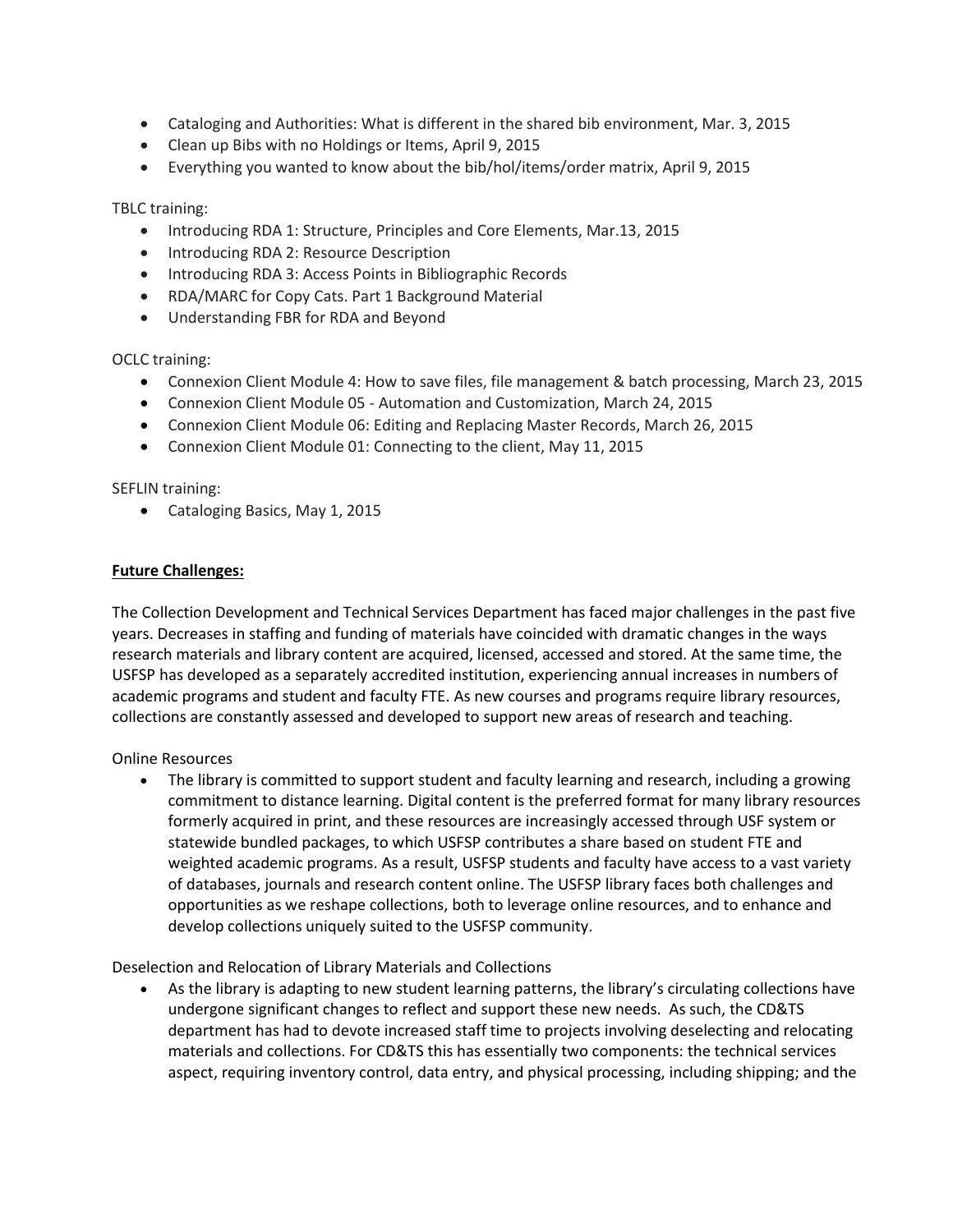- Cataloging and Authorities: What is different in the shared bib environment, Mar. 3, 2015
- Clean up Bibs with no Holdings or Items, April 9, 2015
- Everything you wanted to know about the bib/hol/items/order matrix, April 9, 2015

TBLC training:

- Introducing RDA 1: Structure, Principles and Core Elements, Mar.13, 2015
- Introducing RDA 2: Resource Description
- Introducing RDA 3: Access Points in Bibliographic Records
- RDA/MARC for Copy Cats. Part 1 Background Material
- Understanding FBR for RDA and Beyond

OCLC training:

- Connexion Client Module 4: How to save files, file management & batch processing, March 23, 2015
- Connexion Client Module 05 - Automation and Customization, March 24, 2015
- Connexion Client Module 06: Editing and Replacing Master Records, March 26, 2015
- Connexion Client Module 01: Connecting to the client, May 11, 2015

SEFLIN training:

- Cataloging Basics, May 1, 2015

**Future Challenges:**

The Collection Development and Technical Services Department has faced major challenges in the past five years. Decreases in staffing and funding of materials have coincided with dramatic changes in the ways research materials and library content are acquired, licensed, accessed and stored. At the same time, the USFSP has developed as a separately accredited institution, experiencing annual increases in numbers of academic programs and student and faculty FTE. As new courses and programs require library resources, collections are constantly assessed and developed to support new areas of research and teaching.

Online Resources

- The library is committed to support student and faculty learning and research, including a growing commitment to distance learning. Digital content is the preferred format for many library resources formerly acquired in print, and these resources are increasingly accessed through USF system or statewide bundled packages, to which USFSP contributes a share based on student FTE and weighted academic programs. As a result, USFSP students and faculty have access to a vast variety of databases, journals and research content online. The USFSP library faces both challenges and opportunities as we reshape collections, both to leverage online resources, and to enhance and develop collections uniquely suited to the USFSP community.

Deselection and Relocation of Library Materials and Collections

- As the library is adapting to new student learning patterns, the library's circulating collections have undergone significant changes to reflect and support these new needs. As such, the CD&TS department has had to devote increased staff time to projects involving deselecting and relocating materials and collections. For CD&TS this has essentially two components: the technical services aspect, requiring inventory control, data entry, and physical processing, including shipping; and the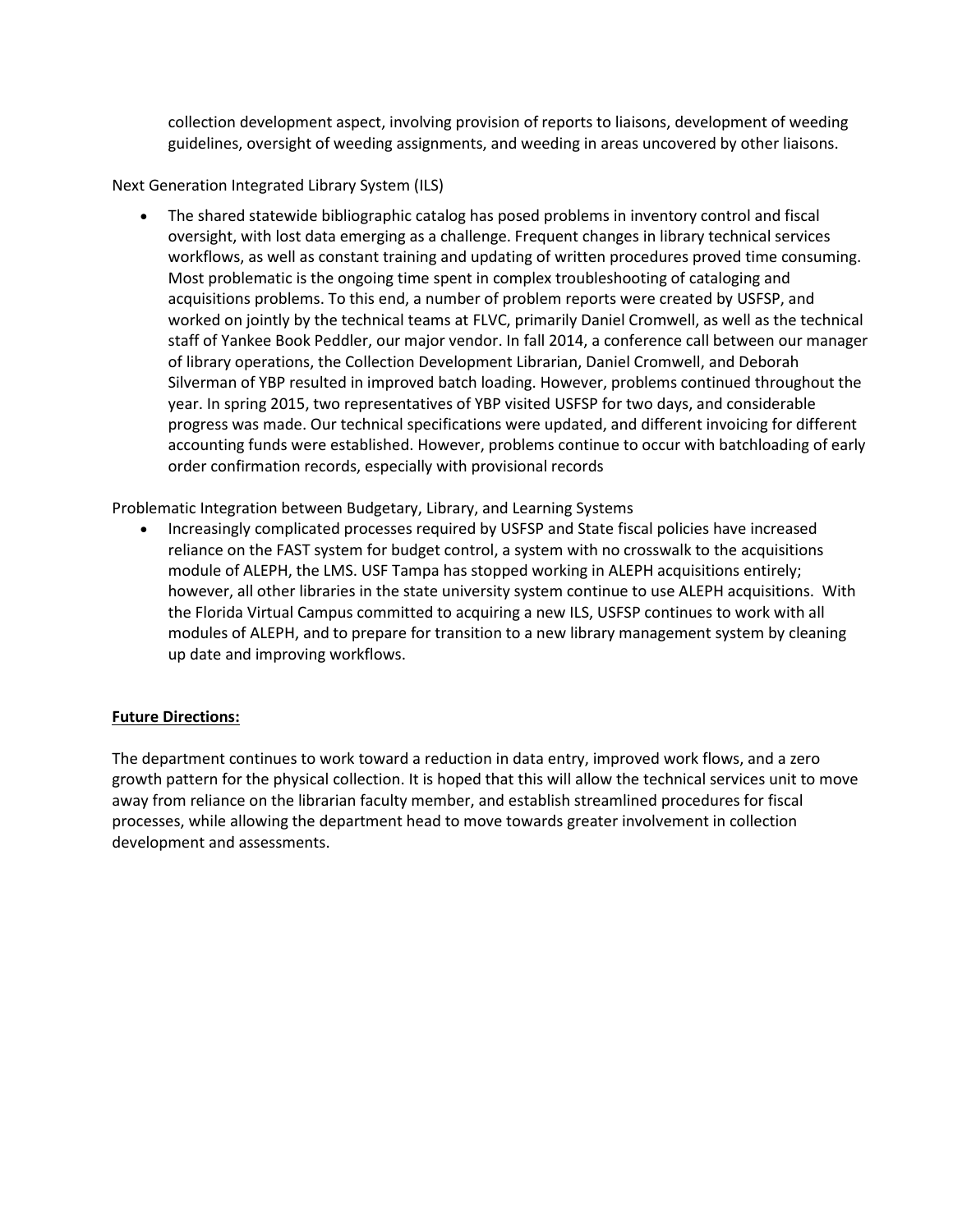collection development aspect, involving provision of reports to liaisons, development of weeding guidelines, oversight of weeding assignments, and weeding in areas uncovered by other liaisons.

Next Generation Integrated Library System (ILS)

- The shared statewide bibliographic catalog has posed problems in inventory control and fiscal oversight, with lost data emerging as a challenge. Frequent changes in library technical services workflows, as well as constant training and updating of written procedures proved time consuming. Most problematic is the ongoing time spent in complex troubleshooting of cataloging and acquisitions problems. To this end, a number of problem reports were created by USFSP, and worked on jointly by the technical teams at FLVC, primarily Daniel Cromwell, as well as the technical staff of Yankee Book Peddler, our major vendor. In fall 2014, a conference call between our manager of library operations, the Collection Development Librarian, Daniel Cromwell, and Deborah Silverman of YBP resulted in improved batch loading. However, problems continued throughout the year. In spring 2015, two representatives of YBP visited USFSP for two days, and considerable progress was made. Our technical specifications were updated, and different invoicing for different accounting funds were established. However, problems continue to occur with batchloading of early order confirmation records, especially with provisional records

Problematic Integration between Budgetary, Library, and Learning Systems

- Increasingly complicated processes required by USFSP and State fiscal policies have increased reliance on the FAST system for budget control, a system with no crosswalk to the acquisitions module of ALEPH, the LMS. USF Tampa has stopped working in ALEPH acquisitions entirely; however, all other libraries in the state university system continue to use ALEPH acquisitions. With the Florida Virtual Campus committed to acquiring a new ILS, USFSP continues to work with all modules of ALEPH, and to prepare for transition to a new library management system by cleaning up date and improving workflows.

**Future Directions:**

The department continues to work toward a reduction in data entry, improved work flows, and a zero growth pattern for the physical collection. It is hoped that this will allow the technical services unit to move away from reliance on the librarian faculty member, and establish streamlined procedures for fiscal processes, while allowing the department head to move towards greater involvement in collection development and assessments.